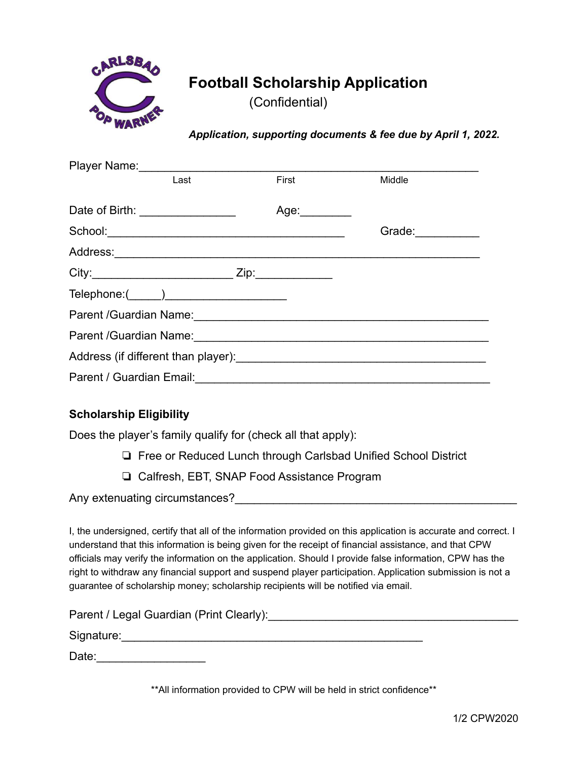# Football Scholarship Application

(Confidential)

***Application, supporting documents & fee due by April 1, 2022.***

Player Name:_______________________________________________________
Last First Middle

Date of Birth: _______________ Age:________

School:______________________________________ Grade:__________

Address:__________________________________________________________

City:______________________ Zip:____________

Telephone:(_____)___________________

Parent /Guardian Name:_______________________________________________

Parent /Guardian Name:_______________________________________________

Address (if different than player):_________________________________________

Parent / Guardian Email:______________________________________________

**Scholarship Eligibility**

Does the player's family qualify for (check all that apply):

- ❏ Free or Reduced Lunch through Carlsbad Unified School District
- ❏ Calfresh, EBT, SNAP Food Assistance Program

Any extenuating circumstances?____________________________________________

I, the undersigned, certify that all of the information provided on this application is accurate and correct. I understand that this information is being given for the receipt of financial assistance, and that CPW officials may verify the information on the application. Should I provide false information, CPW has the right to withdraw any financial support and suspend player participation. Application submission is not a guarantee of scholarship money; scholarship recipients will be notified via email.

Parent / Legal Guardian (Print Clearly):_________________________________________

Signature:________________________________________________

Date:_________________

**All information provided to CPW will be held in strict confidence**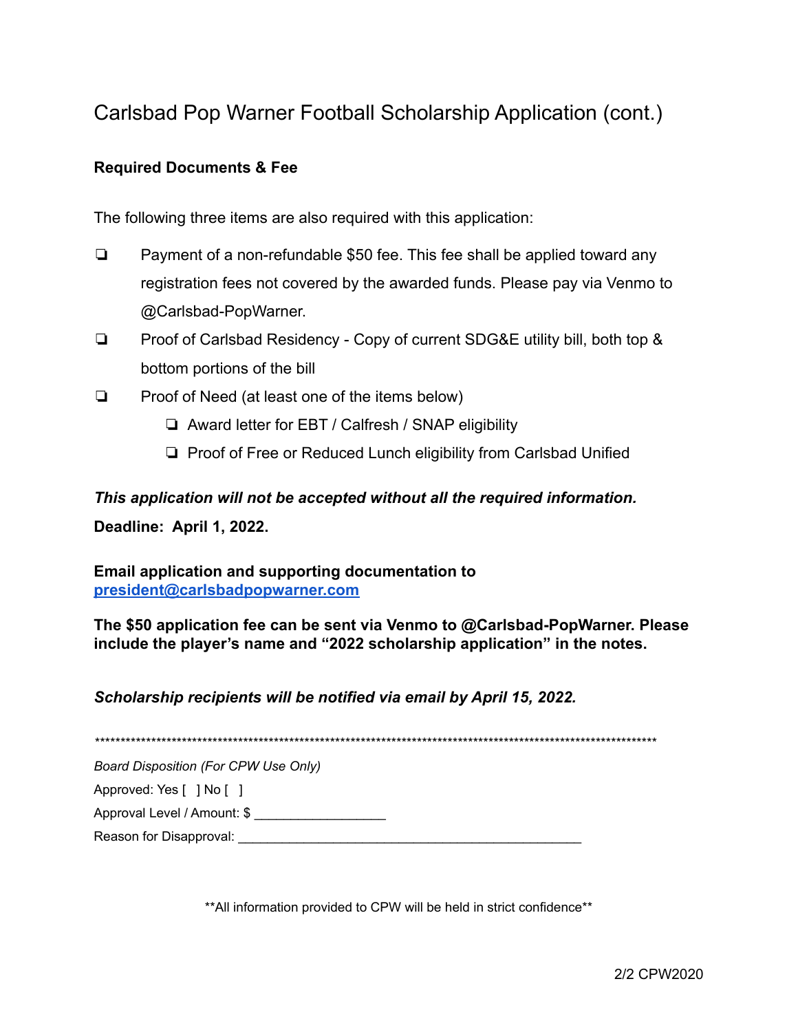# Carlsbad Pop Warner Football Scholarship Application (cont.)

**Required Documents & Fee**

The following three items are also required with this application:

- ❏ Payment of a non-refundable $50 fee. This fee shall be applied toward any registration fees not covered by the awarded funds. Please pay via Venmo to @Carlsbad-PopWarner.
- ❏ Proof of Carlsbad Residency - Copy of current SDG&E utility bill, both top & bottom portions of the bill
- ❏ Proof of Need (at least one of the items below)
  - ❏ Award letter for EBT / Calfresh / SNAP eligibility
  - ❏ Proof of Free or Reduced Lunch eligibility from Carlsbad Unified

***This application will not be accepted without all the required information.***

**Deadline: April 1, 2022.**

**Email application and supporting documentation to [president@carlsbadpopwarner.com](mailto:president@carlsbadpopwarner.com)**

**The $50 application fee can be sent via Venmo to @Carlsbad-PopWarner. Please include the player's name and "2022 scholarship application" in the notes.**

***Scholarship recipients will be notified via email by April 15, 2022.***

**************************************************************************************************************

*Board Disposition (For CPW Use Only)*

Approved: Yes [ ] No [ ]

Approval Level / Amount: $ __________________

Reason for Disapproval: ______________________________________________

**All information provided to CPW will be held in strict confidence**